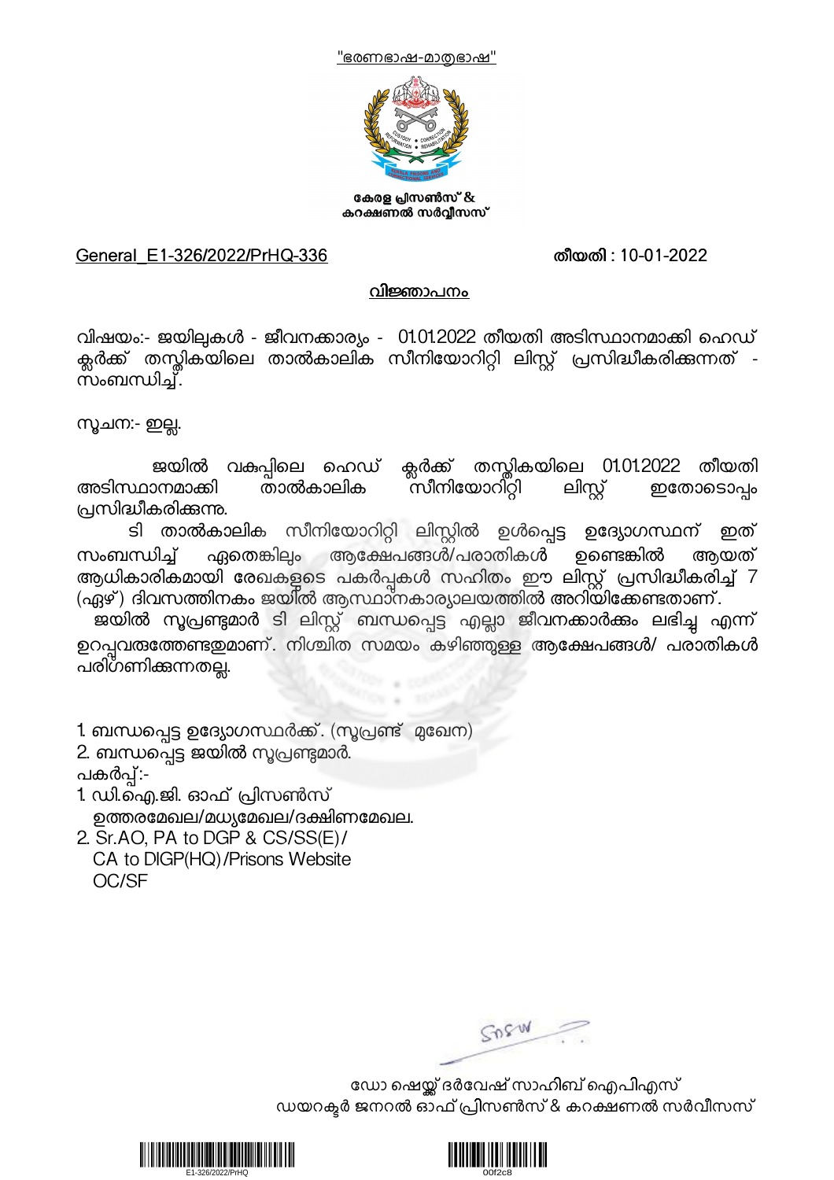"ഭരണഭാഷ-മാതൃഭാഷ"

**കേരള പ്രിസൺസ് & കറക്ഷണൽ സർവ്വീസസ്**

General_E1-326/2022/PrHQ-336 **തീയതി : 10-01-2022**

**വിജ്ഞാപനം**

വിഷയം:- ജയിലുകൾ - ജീവനക്കാര്യം - 01.01.2022 തീയതി അടിസ്ഥാനമാക്കി ഹെഡ് ക്ലർക്ക് തസ്തികയിലെ താൽകാലിക സീനിയോറിറ്റി ലിസ്റ്റ് പ്രസിദ്ധീകരിക്കുന്നത് - സംബന്ധിച്ച്.

സൂചന:- ഇല്ല.

ജയിൽ വകുപ്പിലെ ഹെഡ് ക്ലർക്ക് തസ്തികയിലെ 01.01.2022 തീയതി അടിസ്ഥാനമാക്കി താൽകാലിക സീനിയോറിറ്റി ലിസ്റ്റ് ഇതോടൊപ്പം പ്രസിദ്ധീകരിക്കുന്നു.

ടി താൽകാലിക സീനിയോറിറ്റി ലിസ്റ്റിൽ ഉൾപ്പെട്ട ഉദ്യോഗസ്ഥന് ഇത് സംബന്ധിച്ച് ഏതെങ്കിലും ആക്ഷേപങ്ങൾ/പരാതികൾ ഉണ്ടെങ്കിൽ ആയത് ആധികാരികമായി രേഖകളുടെ പകർപ്പുകൾ സഹിതം ഈ ലിസ്റ്റ് പ്രസിദ്ധീകരിച്ച് 7 (ഏഴ്) ദിവസത്തിനകം ജയിൽ ആസ്ഥാനകാര്യാലയത്തിൽ അറിയിക്കേണ്ടതാണ്.

ജയിൽ സൂപ്രണ്ടുമാർ ടി ലിസ്റ്റ് ബന്ധപ്പെട്ട എല്ലാ ജീവനക്കാർക്കും ലഭിച്ചു എന്ന് ഉറപ്പുവരുത്തേണ്ടതുമാണ്. നിശ്ചിത സമയം കഴിഞ്ഞുള്ള ആക്ഷേപങ്ങൾ/ പരാതികൾ പരിഗണിക്കുന്നതല്ല.

1. ബന്ധപ്പെട്ട ഉദ്യോഗസ്ഥർക്ക്. (സൂപ്രണ്ട് മുഖേന)
2. ബന്ധപ്പെട്ട ജയിൽ സൂപ്രണ്ടുമാർ.

പകർപ്പ്:-
1. ഡി.ഐ.ജി. ഓഫ് പ്രിസൺസ് ഉത്തരമേഖല/മധ്യമേഖല/ദക്ഷിണമേഖല.
2. Sr.AO, PA to DGP & CS/SS(E)/ CA to DIGP(HQ)/Prisons Website OC/SF

ഡോ ഷെയ്ക്ക് ദർവേഷ് സാഹിബ് ഐപിഎസ്
ഡയറക്ടർ ജനറൽ ഓഫ് പ്രിസൺസ് & കറക്ഷണൽ സർവീസസ്

E1-326/2022/PrHQ 00f2c8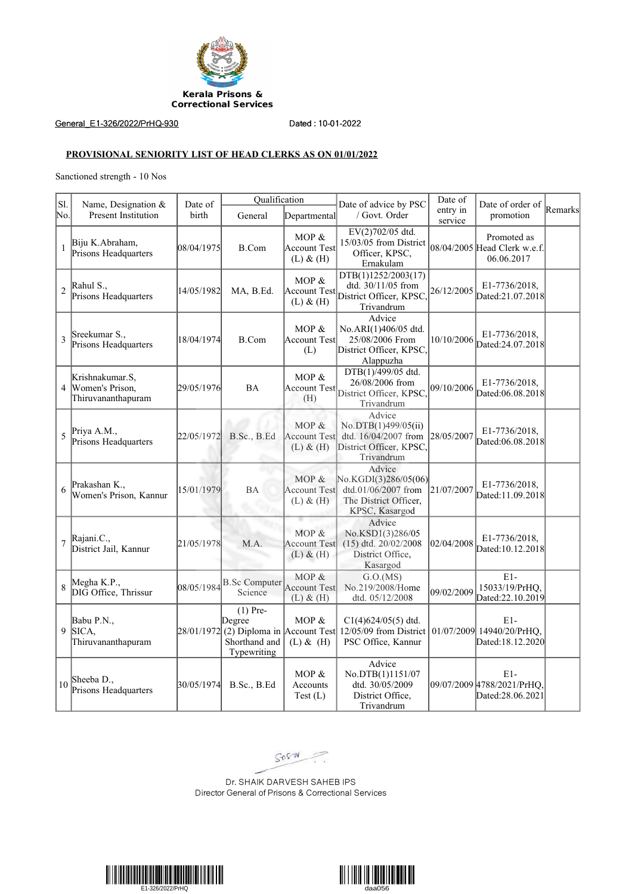**Kerala Prisons & Correctional Services**

General_E1-326/2022/PrHQ-930 Dated : 10-01-2022

**PROVISIONAL SENIORITY LIST OF HEAD CLERKS AS ON 01/01/2022**

Sanctioned strength - 10 Nos

| Sl. No. | Name, Designation & Present Institution | Date of birth | Qualification | | Date of advice by PSC / Govt. Order | Date of entry in service | Date of order of promotion | Remarks |
|---|---|---|---|---|---|---|---|---|
| | | | General | Departmental | | | | |
| 1 | Biju K.Abraham, Prisons Headquarters | 08/04/1975 | B.Com | MOP & Account Test (L) & (H) | EV(2)702/05 dtd. 15/03/05 from District Officer, KPSC, Ernakulam | 08/04/2005 | Promoted as Head Clerk w.e.f. 06.06.2017 | |
| 2 | Rahul S., Prisons Headquarters | 14/05/1982 | MA, B.Ed. | MOP & Account Test (L) & (H) | DTB(1)1252/2003(17) dtd. 30/11/05 from District Officer, KPSC, Trivandrum | 26/12/2005 | E1-7736/2018, Dated:21.07.2018 | |
| 3 | Sreekumar S., Prisons Headquarters | 18/04/1974 | B.Com | MOP & Account Test (L) | Advice No.ARI(1)406/05 dtd. 25/08/2006 From District Officer, KPSC, Alappuzha | 10/10/2006 | E1-7736/2018, Dated:24.07.2018 | |
| 4 | Krishnakumar.S, Women's Prison, Thiruvananthapuram | 29/05/1976 | BA | MOP & Account Test (H) | DTB(1)/499/05 dtd. 26/08/2006 from District Officer, KPSC, Trivandrum | 09/10/2006 | E1-7736/2018, Dated:06.08.2018 | |
| 5 | Priya A.M., Prisons Headquarters | 22/05/1972 | B.Sc., B.Ed | MOP & Account Test (L) & (H) | Advice No.DTB(1)499/05(ii) dtd. 16/04/2007 from District Officer, KPSC, Trivandrum | 28/05/2007 | E1-7736/2018, Dated:06.08.2018 | |
| 6 | Prakashan K., Women's Prison, Kannur | 15/01/1979 | BA | MOP & Account Test (L) & (H) | Advice No.KGDI(3)286/05(06) dtd.01/06/2007 from The District Officer, KPSC, Kasargod | 21/07/2007 | E1-7736/2018, Dated:11.09.2018 | |
| 7 | Rajani.C., District Jail, Kannur | 21/05/1978 | M.A. | MOP & Account Test (L) & (H) | Advice No.KSD1(3)286/05 (15) dtd. 20/02/2008 District Office, Kasargod | 02/04/2008 | E1-7736/2018, Dated:10.12.2018 | |
| 8 | Megha K.P., DIG Office, Thrissur | 08/05/1984 | B.Sc Computer Science | MOP & Account Test (L) & (H) | G.O.(MS) No.219/2008/Home dtd. 05/12/2008 | 09/02/2009 | E1-15033/19/PrHQ, Dated:22.10.2019 | |
| 9 | Babu P.N., SICA, Thiruvananthapuram | 28/01/1972 | (1) Pre-Degree (2) Diploma in Shorthand and Typewriting | MOP & Account Test (L) & (H) | C1(4)624/05(5) dtd. 12/05/09 from District PSC Office, Kannur | 01/07/2009 | E1-14940/20/PrHQ, Dated:18.12.2020 | |
| 10 | Sheeba D., Prisons Headquarters | 30/05/1974 | B.Sc., B.Ed | MOP & Accounts Test (L) | Advice No.DTB(1)1151/07 dtd. 30/05/2009 District Office, Trivandrum | 09/07/2009 | E1-4788/2021/PrHQ, Dated:28.06.2021 | |

Dr. SHAIK DARVESH SAHEB IPS
Director General of Prisons & Correctional Services

E1-326/2022/PrHQ

daa056